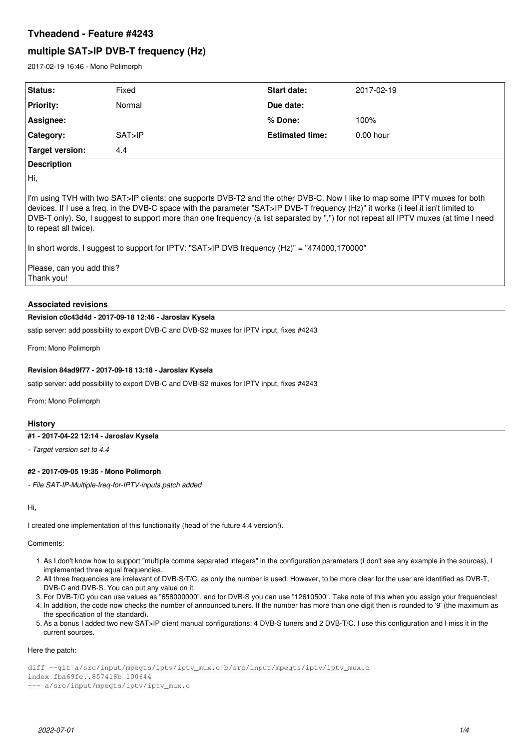# Tvheadend - Feature #4243

## multiple SAT>IP DVB-T frequency (Hz)

2017-02-19 16:46 - Mono Polimorph

| Status: | Fixed | Start date: | 2017-02-19 |
| --- | --- | --- | --- |
| Priority: | Normal | Due date: | |
| Assignee: | | % Done: | 100% |
| Category: | SAT>IP | Estimated time: | 0.00 hour |
| Target version: | 4.4 | | |

**Description**

Hi,

I'm using TVH with two SAT>IP clients: one supports DVB-T2 and the other DVB-C. Now I like to map some IPTV muxes for both devices. If I use a freq. in the DVB-C space with the parameter "SAT>IP DVB-T frequency (Hz)" it works (i feel it isn't limited to DVB-T only). So, I suggest to support more than one frequency (a list separated by ",") for not repeat all IPTV muxes (at time I need to repeat all twice).

In short words, I suggest to support for IPTV: "SAT>IP DVB frequency (Hz)" = "474000,170000"

Please, can you add this?
Thank you!

### Associated revisions

**Revision c0c43d4d - 2017-09-18 12:46 - Jaroslav Kysela**

satip server: add possibility to export DVB-C and DVB-S2 muxes for IPTV input, fixes #4243

From: Mono Polimorph

**Revision 84ad9f77 - 2017-09-18 13:18 - Jaroslav Kysela**

satip server: add possibility to export DVB-C and DVB-S2 muxes for IPTV input, fixes #4243

From: Mono Polimorph

### History

**#1 - 2017-04-22 12:14 - Jaroslav Kysela**

*- Target version set to 4.4*

**#2 - 2017-09-05 19:35 - Mono Polimorph**

*- File SAT-IP-Multiple-freq-for-IPTV-inputs.patch added*

Hi,

I created one implementation of this functionality (head of the future 4.4 version!).

Comments:

1. As I don't know how to support "multiple comma separated integers" in the configuration parameters (I don't see any example in the sources), I implemented three equal frequencies.
2. All three frequencies are irrelevant of DVB-S/T/C, as only the number is used. However, to be more clear for the user are identified as DVB-T, DVB-C and DVB-S. You can put any value on it.
3. For DVB-T/C you can use values as "658000000", and for DVB-S you can use "12610500". Take note of this when you assign your frequencies!
4. In addition, the code now checks the number of announced tuners. If the number has more than one digit then is rounded to '9' (the maximum as the specification of the standard).
5. As a bonus I added two new SAT>IP client manual configurations: 4 DVB-S tuners and 2 DVB-T/C. I use this configuration and I miss it in the current sources.

Here the patch:

```
diff --git a/src/input/mpegts/iptv/iptv_mux.c b/src/input/mpegts/iptv/iptv_mux.c
index fba69fe..857418b 100644
--- a/src/input/mpegts/iptv/iptv_mux.c
```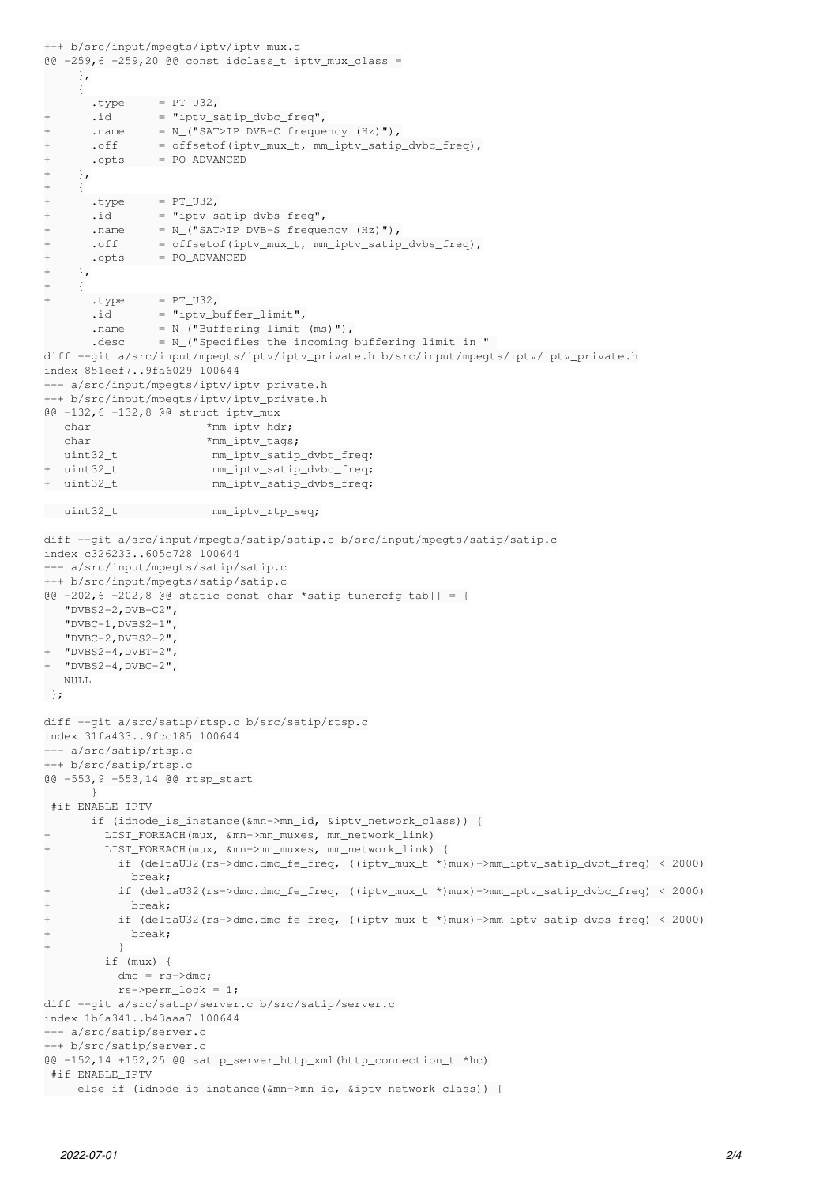```
+++ b/src/input/mpegts/iptv/iptv_mux.c
@@ -259,6 +259,20 @@ const idclass_t iptv_mux_class =
     },
     {
       .type     = PT_U32,
+      .id       = "iptv_satip_dvbc_freq",
+      .name     = N_("SAT>IP DVB-C frequency (Hz)"),
+      .off      = offsetof(iptv_mux_t, mm_iptv_satip_dvbc_freq),
+      .opts     = PO_ADVANCED
+    },
+    {
+      .type     = PT_U32,
+      .id       = "iptv_satip_dvbs_freq",
+      .name     = N_("SAT>IP DVB-S frequency (Hz)"),
+      .off      = offsetof(iptv_mux_t, mm_iptv_satip_dvbs_freq),
+      .opts     = PO_ADVANCED
+    },
+    {
+      .type     = PT_U32,
       .id       = "iptv_buffer_limit",
       .name     = N_("Buffering limit (ms)"),
       .desc     = N_("Specifies the incoming buffering limit in "
diff --git a/src/input/mpegts/iptv/iptv_private.h b/src/input/mpegts/iptv/iptv_private.h
index 851eef7..9fa6029 100644
--- a/src/input/mpegts/iptv/iptv_private.h
+++ b/src/input/mpegts/iptv/iptv_private.h
@@ -132,6 +132,8 @@ struct iptv_mux
   char                 *mm_iptv_hdr;
   char                 *mm_iptv_tags;
   uint32_t              mm_iptv_satip_dvbt_freq;
+  uint32_t              mm_iptv_satip_dvbc_freq;
+  uint32_t              mm_iptv_satip_dvbs_freq;

   uint32_t              mm_iptv_rtp_seq;

diff --git a/src/input/mpegts/satip/satip.c b/src/input/mpegts/satip/satip.c
index c326233..605c728 100644
--- a/src/input/mpegts/satip/satip.c
+++ b/src/input/mpegts/satip/satip.c
@@ -202,6 +202,8 @@ static const char *satip_tunercfg_tab[] = {
   "DVBS2-2,DVB-C2",
   "DVBC-1,DVBS2-1",
   "DVBC-2,DVBS2-2",
+  "DVBS2-4,DVBT-2",
+  "DVBS2-4,DVBC-2",
   NULL
 };

diff --git a/src/satip/rtsp.c b/src/satip/rtsp.c
index 31fa433..9fcc185 100644
--- a/src/satip/rtsp.c
+++ b/src/satip/rtsp.c
@@ -553,9 +553,14 @@ rtsp_start
       }
 #if ENABLE_IPTV
       if (idnode_is_instance(&mn->mn_id, &iptv_network_class)) {
-        LIST_FOREACH(mux, &mn->mn_muxes, mm_network_link)
+        LIST_FOREACH(mux, &mn->mn_muxes, mm_network_link) {
           if (deltaU32(rs->dmc.dmc_fe_freq, ((iptv_mux_t *)mux)->mm_iptv_satip_dvbt_freq) < 2000)
             break;
+          if (deltaU32(rs->dmc.dmc_fe_freq, ((iptv_mux_t *)mux)->mm_iptv_satip_dvbc_freq) < 2000)
+            break;
+          if (deltaU32(rs->dmc.dmc_fe_freq, ((iptv_mux_t *)mux)->mm_iptv_satip_dvbs_freq) < 2000)
+            break;
+        }
         if (mux) {
           dmc = rs->dmc;
           rs->perm_lock = 1;
diff --git a/src/satip/server.c b/src/satip/server.c
index 1b6a341..b43aaa7 100644
--- a/src/satip/server.c
+++ b/src/satip/server.c
@@ -152,14 +152,25 @@ satip_server_http_xml(http_connection_t *hc)
 #if ENABLE_IPTV
     else if (idnode_is_instance(&mn->mn_id, &iptv_network_class)) {
```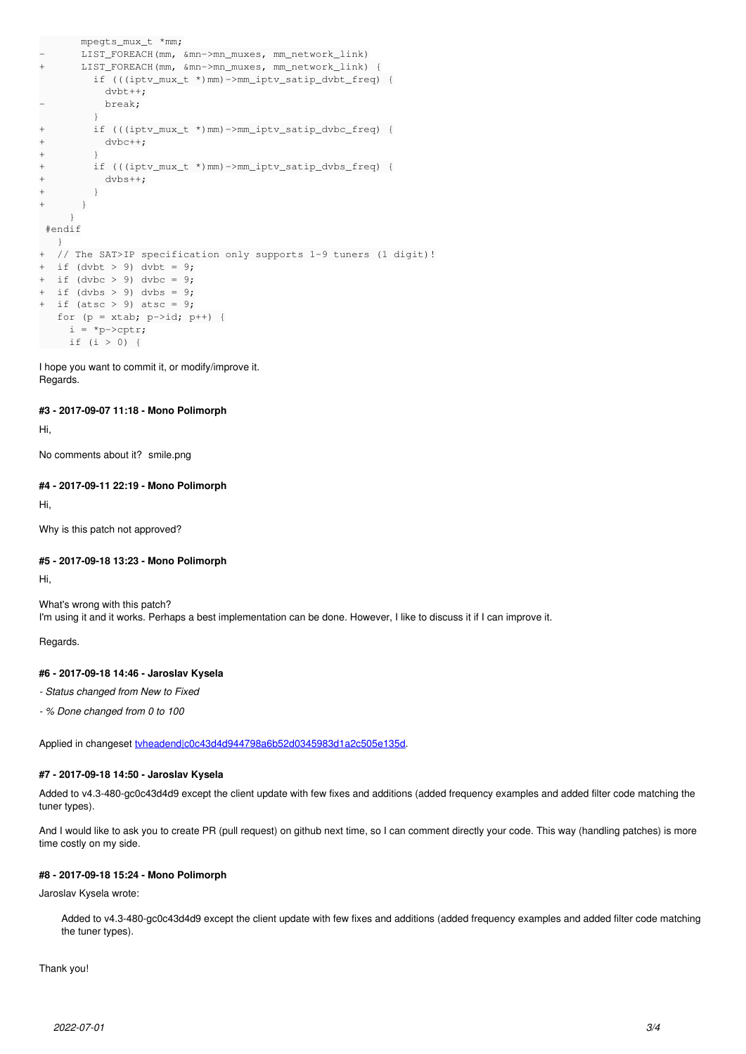```
       mpegts_mux_t *mm;
-      LIST_FOREACH(mm, &mn->mn_muxes, mm_network_link)
+      LIST_FOREACH(mm, &mn->mn_muxes, mm_network_link) {
         if (((iptv_mux_t *)mm)->mm_iptv_satip_dvbt_freq) {
           dvbt++;
-          break;
         }
+        if (((iptv_mux_t *)mm)->mm_iptv_satip_dvbc_freq) {
+          dvbc++;
+        }
+        if (((iptv_mux_t *)mm)->mm_iptv_satip_dvbs_freq) {
+          dvbs++;
+        }
+      }
     }
 #endif
   }
+  // The SAT>IP specification only supports 1-9 tuners (1 digit)!
+  if (dvbt > 9) dvbt = 9;
+  if (dvbc > 9) dvbc = 9;
+  if (dvbs > 9) dvbs = 9;
+  if (atsc > 9) atsc = 9;
   for (p = xtab; p->id; p++) {
     i = *p->cptr;
     if (i > 0) {
```

I hope you want to commit it, or modify/improve it.
Regards.

#### #3 - 2017-09-07 11:18 - Mono Polimorph

Hi,

No comments about it? smile.png

#### #4 - 2017-09-11 22:19 - Mono Polimorph

Hi,

Why is this patch not approved?

#### #5 - 2017-09-18 13:23 - Mono Polimorph

Hi,

What's wrong with this patch?
I'm using it and it works. Perhaps a best implementation can be done. However, I like to discuss it if I can improve it.

Regards.

#### #6 - 2017-09-18 14:46 - Jaroslav Kysela

*- Status changed from New to Fixed*

*- % Done changed from 0 to 100*

Applied in changeset tvheadend|c0c43d4d944798a6b52d0345983d1a2c505e135d.

#### #7 - 2017-09-18 14:50 - Jaroslav Kysela

Added to v4.3-480-gc0c43d4d9 except the client update with few fixes and additions (added frequency examples and added filter code matching the tuner types).

And I would like to ask you to create PR (pull request) on github next time, so I can comment directly your code. This way (handling patches) is more time costly on my side.

#### #8 - 2017-09-18 15:24 - Mono Polimorph

Jaroslav Kysela wrote:

> Added to v4.3-480-gc0c43d4d9 except the client update with few fixes and additions (added frequency examples and added filter code matching the tuner types).

Thank you!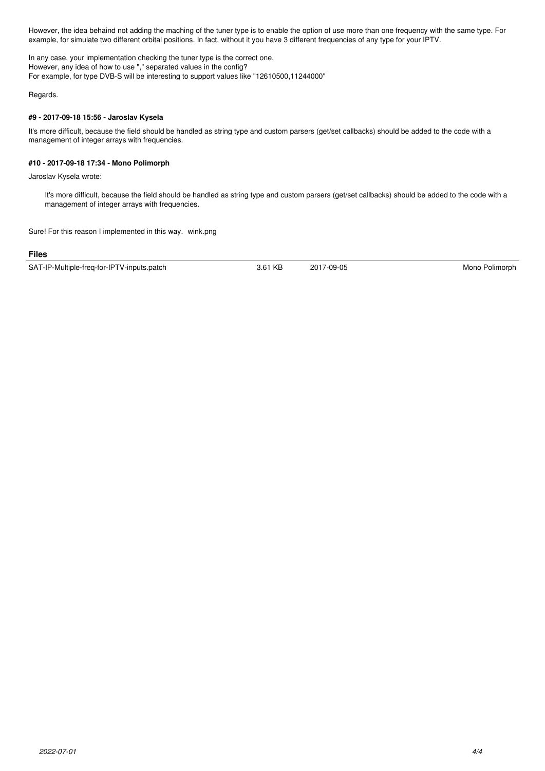However, the idea behaind not adding the maching of the tuner type is to enable the option of use more than one frequency with the same type. For example, for simulate two different orbital positions. In fact, without it you have 3 different frequencies of any type for your IPTV.

In any case, your implementation checking the tuner type is the correct one.
However, any idea of how to use "," separated values in the config?
For example, for type DVB-S will be interesting to support values like "12610500,11244000"

Regards.

#### #9 - 2017-09-18 15:56 - Jaroslav Kysela

It's more difficult, because the field should be handled as string type and custom parsers (get/set callbacks) should be added to the code with a management of integer arrays with frequencies.

#### #10 - 2017-09-18 17:34 - Mono Polimorph

Jaroslav Kysela wrote:

> It's more difficult, because the field should be handled as string type and custom parsers (get/set callbacks) should be added to the code with a management of integer arrays with frequencies.

Sure! For this reason I implemented in this way. wink.png

### Files

| | | | |
|---|---|---|---|
| SAT-IP-Multiple-freq-for-IPTV-inputs.patch | 3.61 KB | 2017-09-05 | Mono Polimorph |